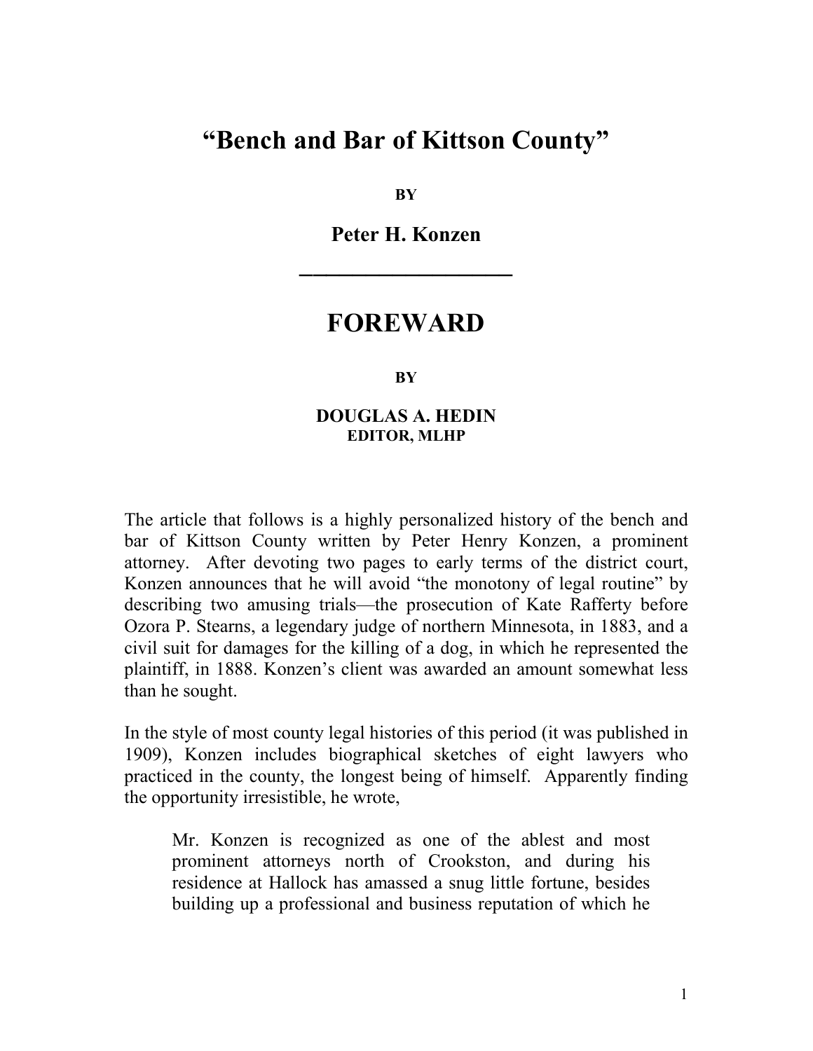# "Bench and Bar of Kittson County"

**BY**

## Peter H. Konzen

---

# FOREWARD

**BY**

**DOUGLAS A. HEDIN**
**EDITOR, MLHP**

The article that follows is a highly personalized history of the bench and bar of Kittson County written by Peter Henry Konzen, a prominent attorney. After devoting two pages to early terms of the district court, Konzen announces that he will avoid "the monotony of legal routine" by describing two amusing trials—the prosecution of Kate Rafferty before Ozora P. Stearns, a legendary judge of northern Minnesota, in 1883, and a civil suit for damages for the killing of a dog, in which he represented the plaintiff, in 1888. Konzen's client was awarded an amount somewhat less than he sought.

In the style of most county legal histories of this period (it was published in 1909), Konzen includes biographical sketches of eight lawyers who practiced in the county, the longest being of himself. Apparently finding the opportunity irresistible, he wrote,

> Mr. Konzen is recognized as one of the ablest and most prominent attorneys north of Crookston, and during his residence at Hallock has amassed a snug little fortune, besides building up a professional and business reputation of which he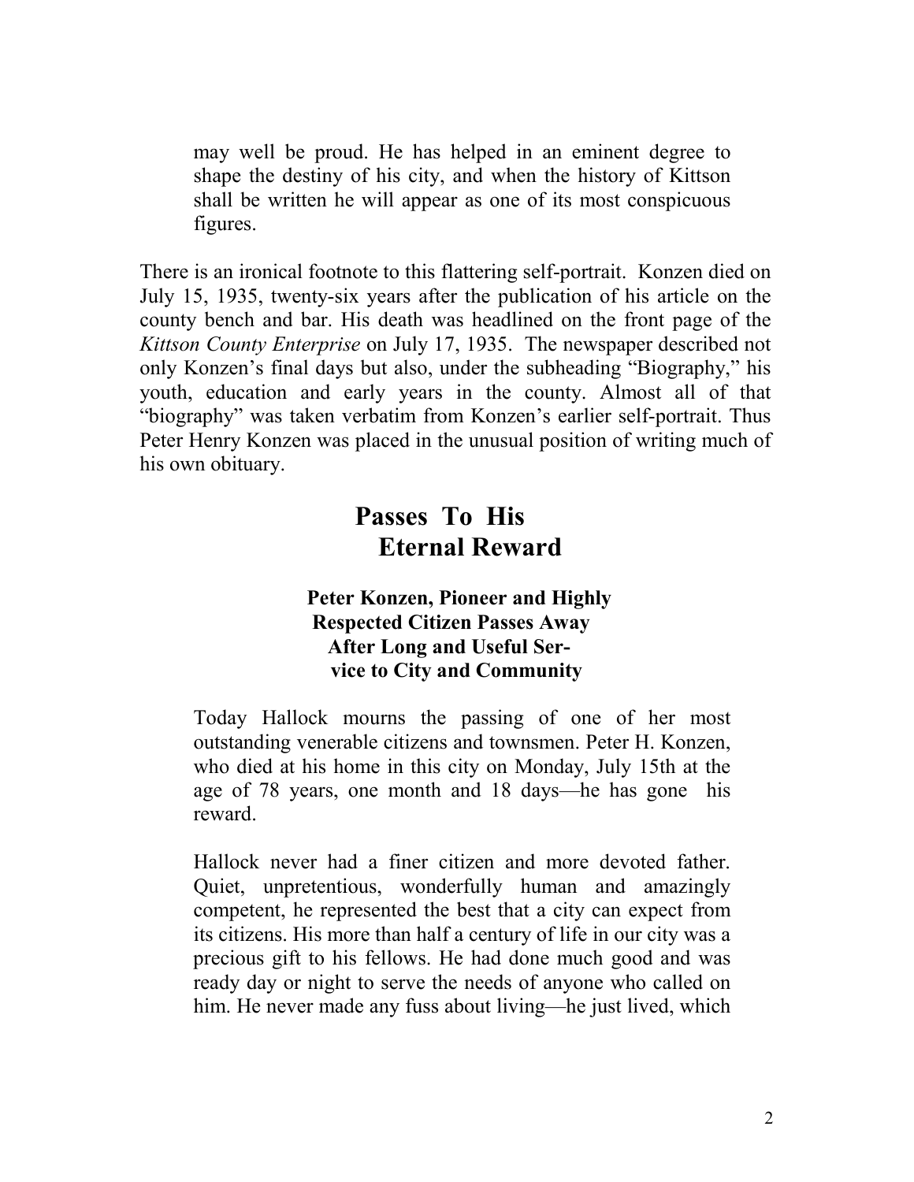> may well be proud. He has helped in an eminent degree to shape the destiny of his city, and when the history of Kittson shall be written he will appear as one of its most conspicuous figures.

There is an ironical footnote to this flattering self-portrait. Konzen died on July 15, 1935, twenty-six years after the publication of his article on the county bench and bar. His death was headlined on the front page of the *Kittson County Enterprise* on July 17, 1935. The newspaper described not only Konzen's final days but also, under the subheading "Biography," his youth, education and early years in the county. Almost all of that "biography" was taken verbatim from Konzen's earlier self-portrait. Thus Peter Henry Konzen was placed in the unusual position of writing much of his own obituary.

## Passes To His Eternal Reward

### Peter Konzen, Pioneer and Highly Respected Citizen Passes Away After Long and Useful Service to City and Community

> Today Hallock mourns the passing of one of her most outstanding venerable citizens and townsmen. Peter H. Konzen, who died at his home in this city on Monday, July 15th at the age of 78 years, one month and 18 days—he has gone his reward.
>
> Hallock never had a finer citizen and more devoted father. Quiet, unpretentious, wonderfully human and amazingly competent, he represented the best that a city can expect from its citizens. His more than half a century of life in our city was a precious gift to his fellows. He had done much good and was ready day or night to serve the needs of anyone who called on him. He never made any fuss about living—he just lived, which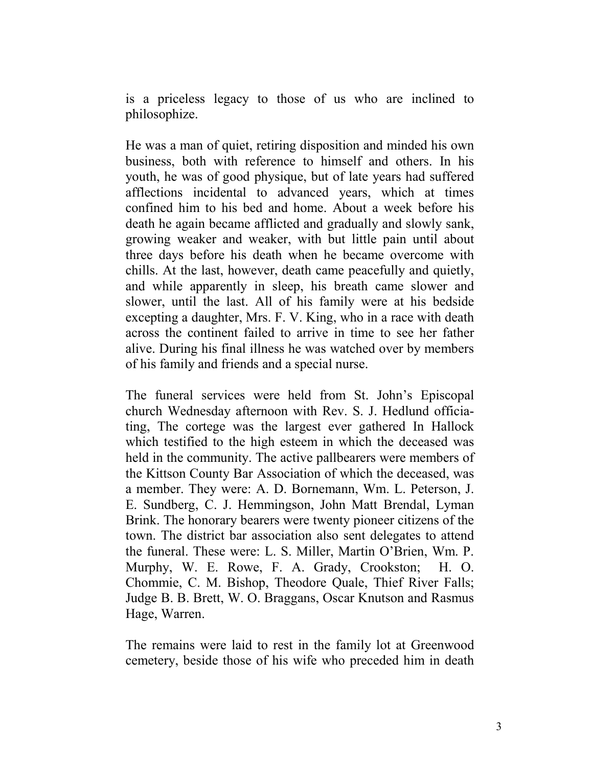is a priceless legacy to those of us who are inclined to philosophize.

He was a man of quiet, retiring disposition and minded his own business, both with reference to himself and others. In his youth, he was of good physique, but of late years had suffered afflections incidental to advanced years, which at times confined him to his bed and home. About a week before his death he again became afflicted and gradually and slowly sank, growing weaker and weaker, with but little pain until about three days before his death when he became overcome with chills. At the last, however, death came peacefully and quietly, and while apparently in sleep, his breath came slower and slower, until the last. All of his family were at his bedside excepting a daughter, Mrs. F. V. King, who in a race with death across the continent failed to arrive in time to see her father alive. During his final illness he was watched over by members of his family and friends and a special nurse.

The funeral services were held from St. John's Episcopal church Wednesday afternoon with Rev. S. J. Hedlund officiating, The cortege was the largest ever gathered In Hallock which testified to the high esteem in which the deceased was held in the community. The active pallbearers were members of the Kittson County Bar Association of which the deceased, was a member. They were: A. D. Bornemann, Wm. L. Peterson, J. E. Sundberg, C. J. Hemmingson, John Matt Brendal, Lyman Brink. The honorary bearers were twenty pioneer citizens of the town. The district bar association also sent delegates to attend the funeral. These were: L. S. Miller, Martin O'Brien, Wm. P. Murphy, W. E. Rowe, F. A. Grady, Crookston; H. O. Chommie, C. M. Bishop, Theodore Quale, Thief River Falls; Judge B. B. Brett, W. O. Braggans, Oscar Knutson and Rasmus Hage, Warren.

The remains were laid to rest in the family lot at Greenwood cemetery, beside those of his wife who preceded him in death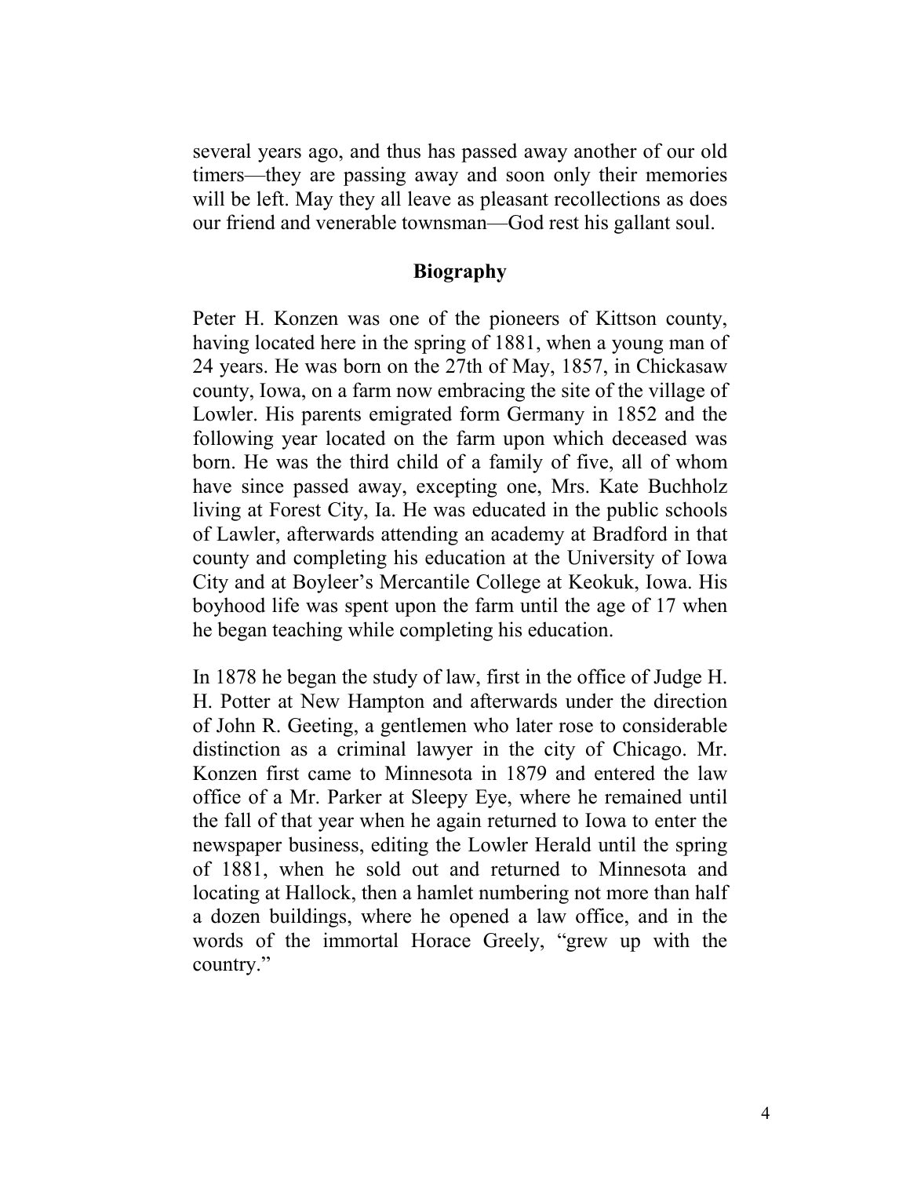several years ago, and thus has passed away another of our old timers—they are passing away and soon only their memories will be left. May they all leave as pleasant recollections as does our friend and venerable townsman—God rest his gallant soul.

## Biography

Peter H. Konzen was one of the pioneers of Kittson county, having located here in the spring of 1881, when a young man of 24 years. He was born on the 27th of May, 1857, in Chickasaw county, Iowa, on a farm now embracing the site of the village of Lowler. His parents emigrated form Germany in 1852 and the following year located on the farm upon which deceased was born. He was the third child of a family of five, all of whom have since passed away, excepting one, Mrs. Kate Buchholz living at Forest City, Ia. He was educated in the public schools of Lawler, afterwards attending an academy at Bradford in that county and completing his education at the University of Iowa City and at Boyleer's Mercantile College at Keokuk, Iowa. His boyhood life was spent upon the farm until the age of 17 when he began teaching while completing his education.

In 1878 he began the study of law, first in the office of Judge H. H. Potter at New Hampton and afterwards under the direction of John R. Geeting, a gentlemen who later rose to considerable distinction as a criminal lawyer in the city of Chicago. Mr. Konzen first came to Minnesota in 1879 and entered the law office of a Mr. Parker at Sleepy Eye, where he remained until the fall of that year when he again returned to Iowa to enter the newspaper business, editing the Lowler Herald until the spring of 1881, when he sold out and returned to Minnesota and locating at Hallock, then a hamlet numbering not more than half a dozen buildings, where he opened a law office, and in the words of the immortal Horace Greely, "grew up with the country."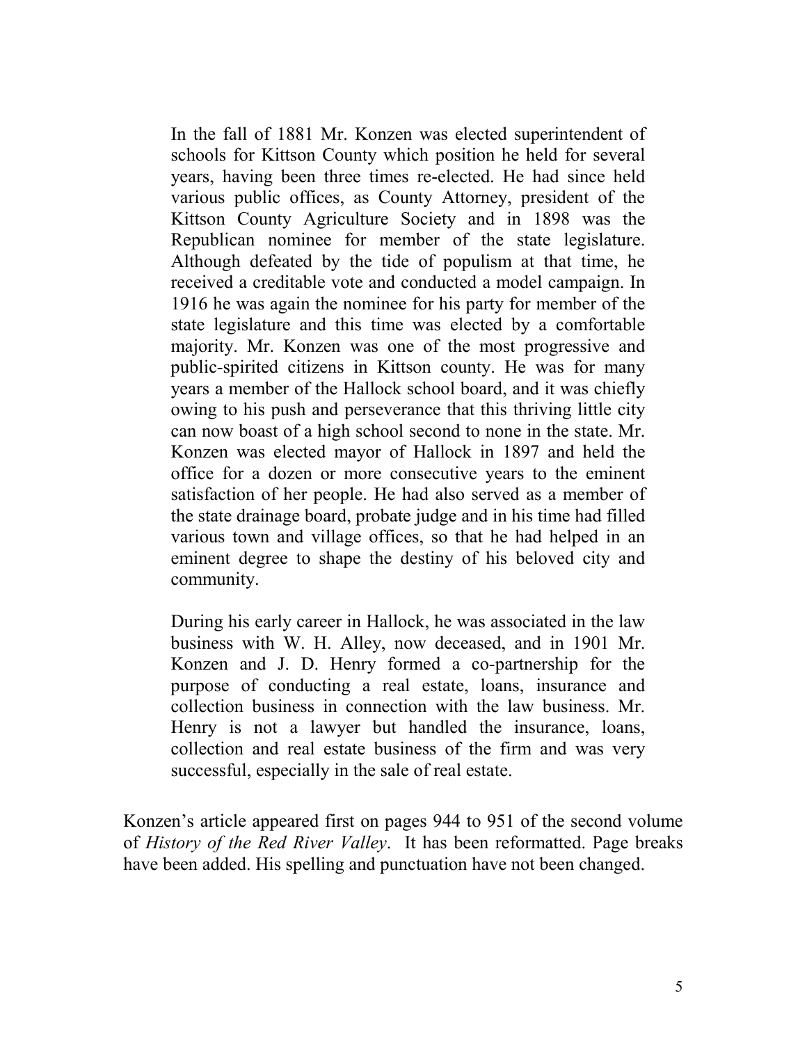In the fall of 1881 Mr. Konzen was elected superintendent of schools for Kittson County which position he held for several years, having been three times re-elected. He had since held various public offices, as County Attorney, president of the Kittson County Agriculture Society and in 1898 was the Republican nominee for member of the state legislature. Although defeated by the tide of populism at that time, he received a creditable vote and conducted a model campaign. In 1916 he was again the nominee for his party for member of the state legislature and this time was elected by a comfortable majority. Mr. Konzen was one of the most progressive and public-spirited citizens in Kittson county. He was for many years a member of the Hallock school board, and it was chiefly owing to his push and perseverance that this thriving little city can now boast of a high school second to none in the state. Mr. Konzen was elected mayor of Hallock in 1897 and held the office for a dozen or more consecutive years to the eminent satisfaction of her people. He had also served as a member of the state drainage board, probate judge and in his time had filled various town and village offices, so that he had helped in an eminent degree to shape the destiny of his beloved city and community.

During his early career in Hallock, he was associated in the law business with W. H. Alley, now deceased, and in 1901 Mr. Konzen and J. D. Henry formed a co-partnership for the purpose of conducting a real estate, loans, insurance and collection business in connection with the law business. Mr. Henry is not a lawyer but handled the insurance, loans, collection and real estate business of the firm and was very successful, especially in the sale of real estate.

Konzen's article appeared first on pages 944 to 951 of the second volume of *History of the Red River Valley*. It has been reformatted. Page breaks have been added. His spelling and punctuation have not been changed.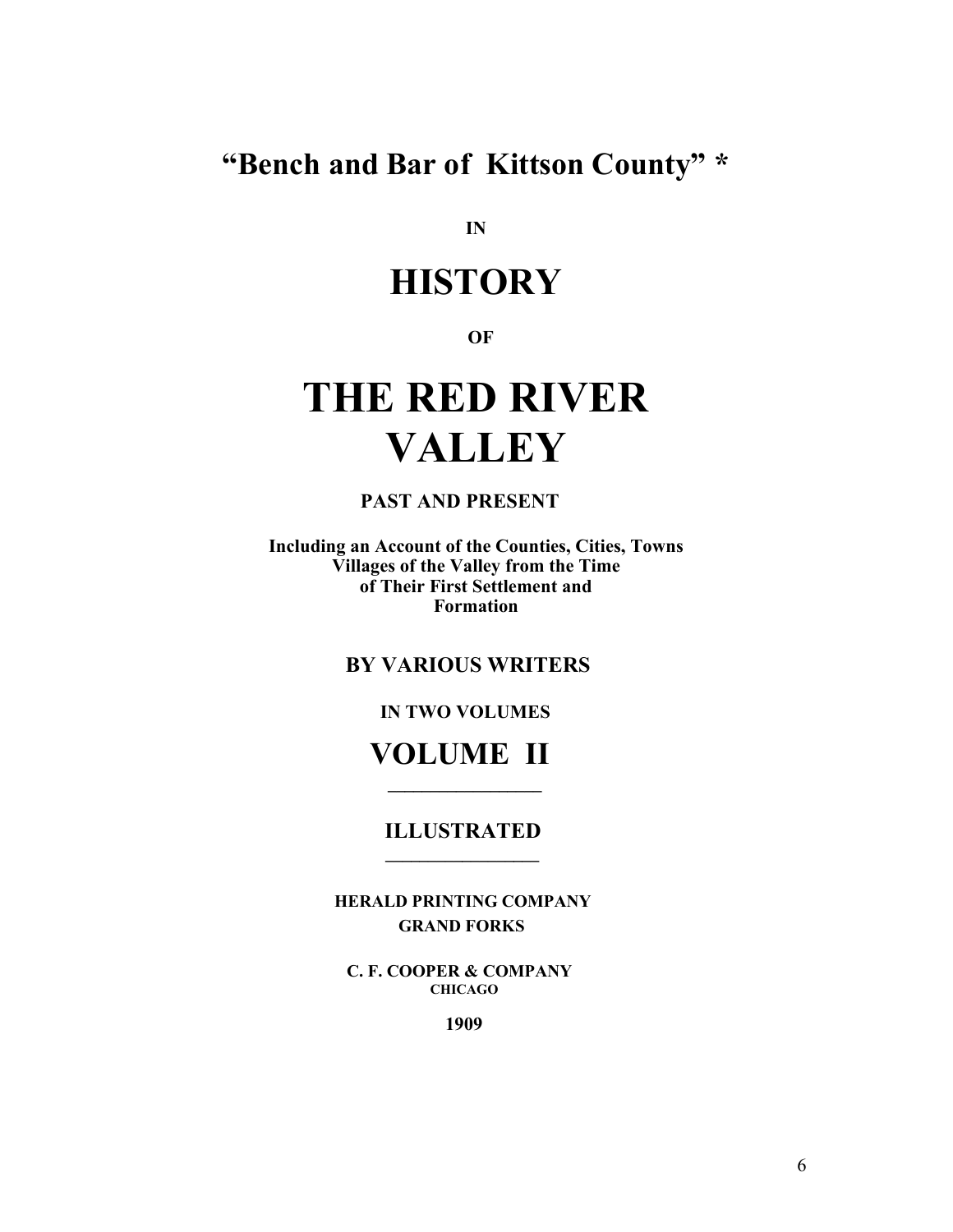# "Bench and Bar of Kittson County" *

**IN**

# HISTORY

**OF**

# THE RED RIVER VALLEY

**PAST AND PRESENT**

**Including an Account of the Counties, Cities, Towns Villages of the Valley from the Time of Their First Settlement and Formation**

**BY VARIOUS WRITERS**

**IN TWO VOLUMES**

## VOLUME II

---

**ILLUSTRATED**

---

**HERALD PRINTING COMPANY**
**GRAND FORKS**

**C. F. COOPER & COMPANY**
**CHICAGO**

**1909**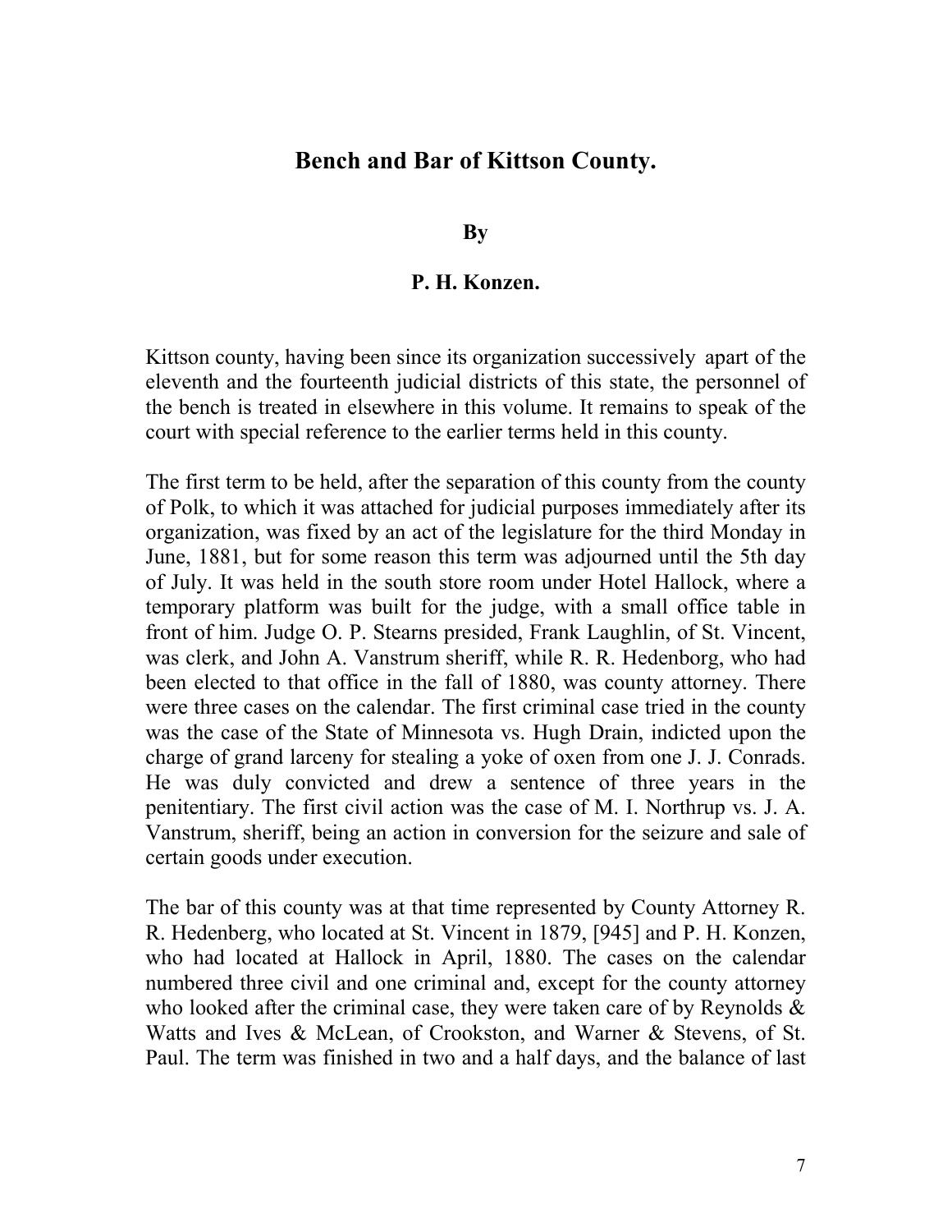# Bench and Bar of Kittson County.

**By**

**P. H. Konzen.**

Kittson county, having been since its organization successively apart of the eleventh and the fourteenth judicial districts of this state, the personnel of the bench is treated in elsewhere in this volume. It remains to speak of the court with special reference to the earlier terms held in this county.

The first term to be held, after the separation of this county from the county of Polk, to which it was attached for judicial purposes immediately after its organization, was fixed by an act of the legislature for the third Monday in June, 1881, but for some reason this term was adjourned until the 5th day of July. It was held in the south store room under Hotel Hallock, where a temporary platform was built for the judge, with a small office table in front of him. Judge O. P. Stearns presided, Frank Laughlin, of St. Vincent, was clerk, and John A. Vanstrum sheriff, while R. R. Hedenborg, who had been elected to that office in the fall of 1880, was county attorney. There were three cases on the calendar. The first criminal case tried in the county was the case of the State of Minnesota vs. Hugh Drain, indicted upon the charge of grand larceny for stealing a yoke of oxen from one J. J. Conrads. He was duly convicted and drew a sentence of three years in the penitentiary. The first civil action was the case of M. I. Northrup vs. J. A. Vanstrum, sheriff, being an action in conversion for the seizure and sale of certain goods under execution.

The bar of this county was at that time represented by County Attorney R. R. Hedenberg, who located at St. Vincent in 1879, [945] and P. H. Konzen, who had located at Hallock in April, 1880. The cases on the calendar numbered three civil and one criminal and, except for the county attorney who looked after the criminal case, they were taken care of by Reynolds & Watts and Ives & McLean, of Crookston, and Warner & Stevens, of St. Paul. The term was finished in two and a half days, and the balance of last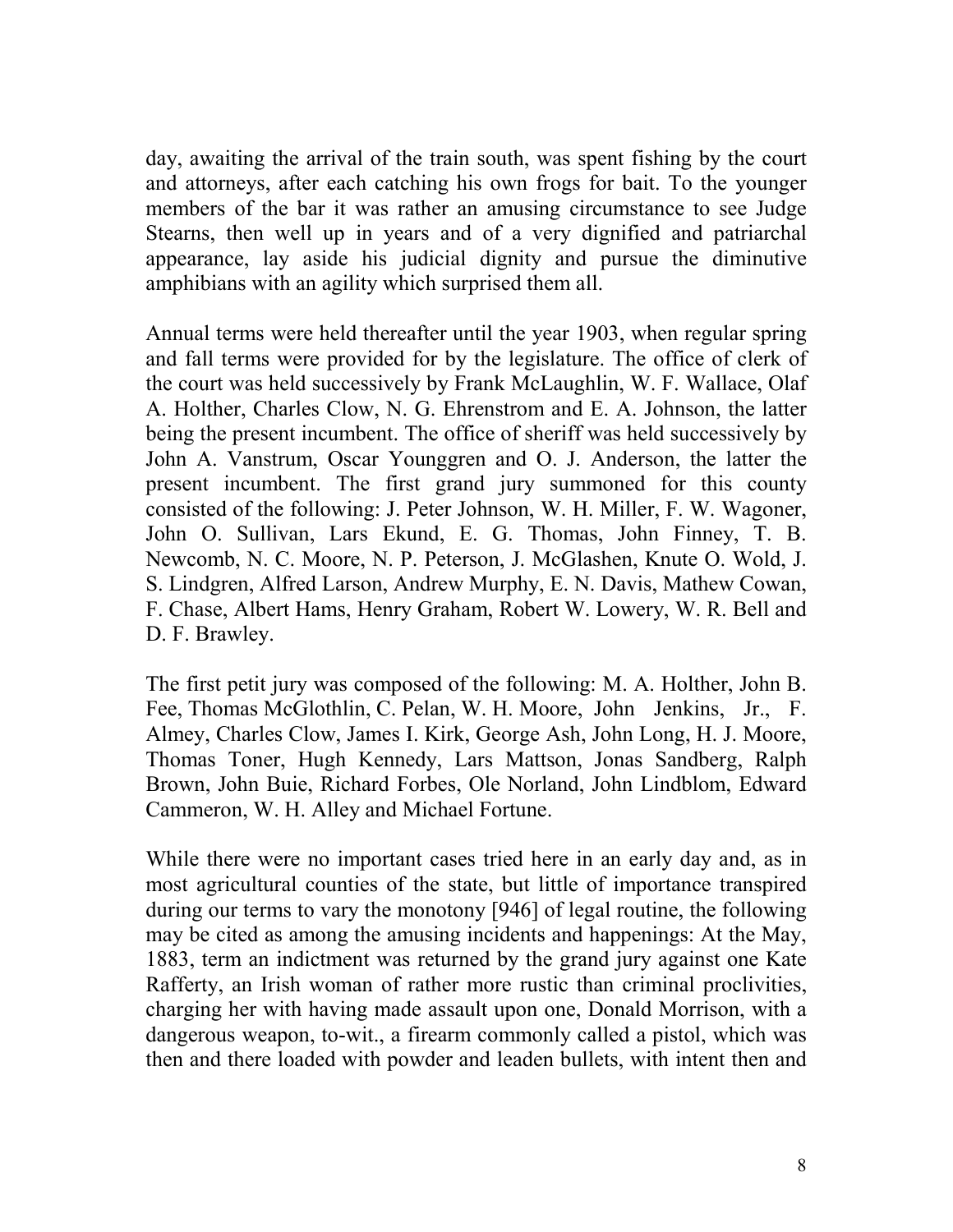day, awaiting the arrival of the train south, was spent fishing by the court and attorneys, after each catching his own frogs for bait. To the younger members of the bar it was rather an amusing circumstance to see Judge Stearns, then well up in years and of a very dignified and patriarchal appearance, lay aside his judicial dignity and pursue the diminutive amphibians with an agility which surprised them all.

Annual terms were held thereafter until the year 1903, when regular spring and fall terms were provided for by the legislature. The office of clerk of the court was held successively by Frank McLaughlin, W. F. Wallace, Olaf A. Holther, Charles Clow, N. G. Ehrenstrom and E. A. Johnson, the latter being the present incumbent. The office of sheriff was held successively by John A. Vanstrum, Oscar Younggren and O. J. Anderson, the latter the present incumbent. The first grand jury summoned for this county consisted of the following: J. Peter Johnson, W. H. Miller, F. W. Wagoner, John O. Sullivan, Lars Ekund, E. G. Thomas, John Finney, T. B. Newcomb, N. C. Moore, N. P. Peterson, J. McGlashen, Knute O. Wold, J. S. Lindgren, Alfred Larson, Andrew Murphy, E. N. Davis, Mathew Cowan, F. Chase, Albert Hams, Henry Graham, Robert W. Lowery, W. R. Bell and D. F. Brawley.

The first petit jury was composed of the following: M. A. Holther, John B. Fee, Thomas McGlothlin, C. Pelan, W. H. Moore, John Jenkins, Jr., F. Almey, Charles Clow, James I. Kirk, George Ash, John Long, H. J. Moore, Thomas Toner, Hugh Kennedy, Lars Mattson, Jonas Sandberg, Ralph Brown, John Buie, Richard Forbes, Ole Norland, John Lindblom, Edward Cammeron, W. H. Alley and Michael Fortune.

While there were no important cases tried here in an early day and, as in most agricultural counties of the state, but little of importance transpired during our terms to vary the monotony [946] of legal routine, the following may be cited as among the amusing incidents and happenings: At the May, 1883, term an indictment was returned by the grand jury against one Kate Rafferty, an Irish woman of rather more rustic than criminal proclivities, charging her with having made assault upon one, Donald Morrison, with a dangerous weapon, to-wit., a firearm commonly called a pistol, which was then and there loaded with powder and leaden bullets, with intent then and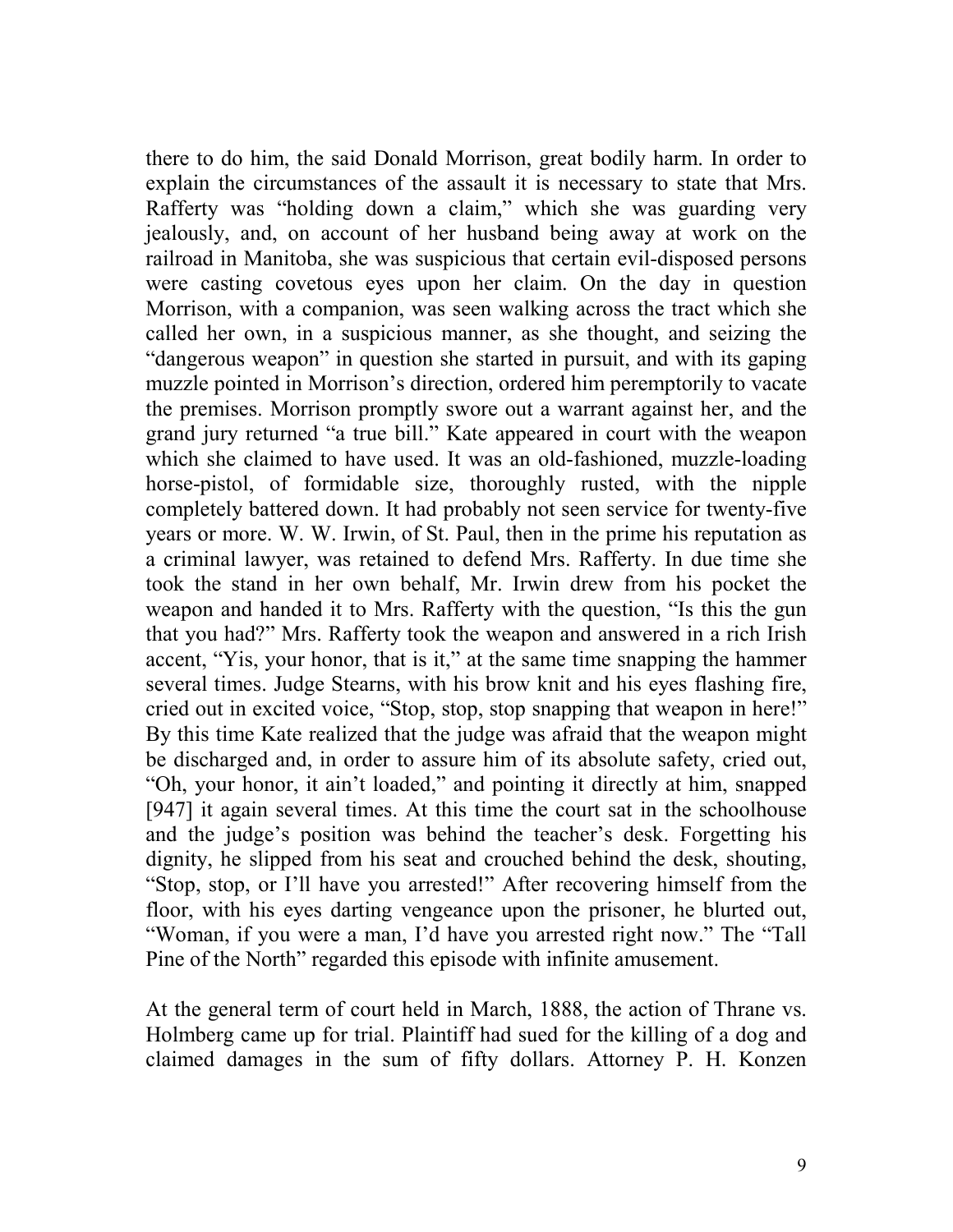there to do him, the said Donald Morrison, great bodily harm. In order to explain the circumstances of the assault it is necessary to state that Mrs. Rafferty was "holding down a claim," which she was guarding very jealously, and, on account of her husband being away at work on the railroad in Manitoba, she was suspicious that certain evil-disposed persons were casting covetous eyes upon her claim. On the day in question Morrison, with a companion, was seen walking across the tract which she called her own, in a suspicious manner, as she thought, and seizing the "dangerous weapon" in question she started in pursuit, and with its gaping muzzle pointed in Morrison's direction, ordered him peremptorily to vacate the premises. Morrison promptly swore out a warrant against her, and the grand jury returned "a true bill." Kate appeared in court with the weapon which she claimed to have used. It was an old-fashioned, muzzle-loading horse-pistol, of formidable size, thoroughly rusted, with the nipple completely battered down. It had probably not seen service for twenty-five years or more. W. W. Irwin, of St. Paul, then in the prime his reputation as a criminal lawyer, was retained to defend Mrs. Rafferty. In due time she took the stand in her own behalf, Mr. Irwin drew from his pocket the weapon and handed it to Mrs. Rafferty with the question, "Is this the gun that you had?" Mrs. Rafferty took the weapon and answered in a rich Irish accent, "Yis, your honor, that is it," at the same time snapping the hammer several times. Judge Stearns, with his brow knit and his eyes flashing fire, cried out in excited voice, "Stop, stop, stop snapping that weapon in here!" By this time Kate realized that the judge was afraid that the weapon might be discharged and, in order to assure him of its absolute safety, cried out, "Oh, your honor, it ain't loaded," and pointing it directly at him, snapped [947] it again several times. At this time the court sat in the schoolhouse and the judge's position was behind the teacher's desk. Forgetting his dignity, he slipped from his seat and crouched behind the desk, shouting, "Stop, stop, or I'll have you arrested!" After recovering himself from the floor, with his eyes darting vengeance upon the prisoner, he blurted out, "Woman, if you were a man, I'd have you arrested right now." The "Tall Pine of the North" regarded this episode with infinite amusement.

At the general term of court held in March, 1888, the action of Thrane vs. Holmberg came up for trial. Plaintiff had sued for the killing of a dog and claimed damages in the sum of fifty dollars. Attorney P. H. Konzen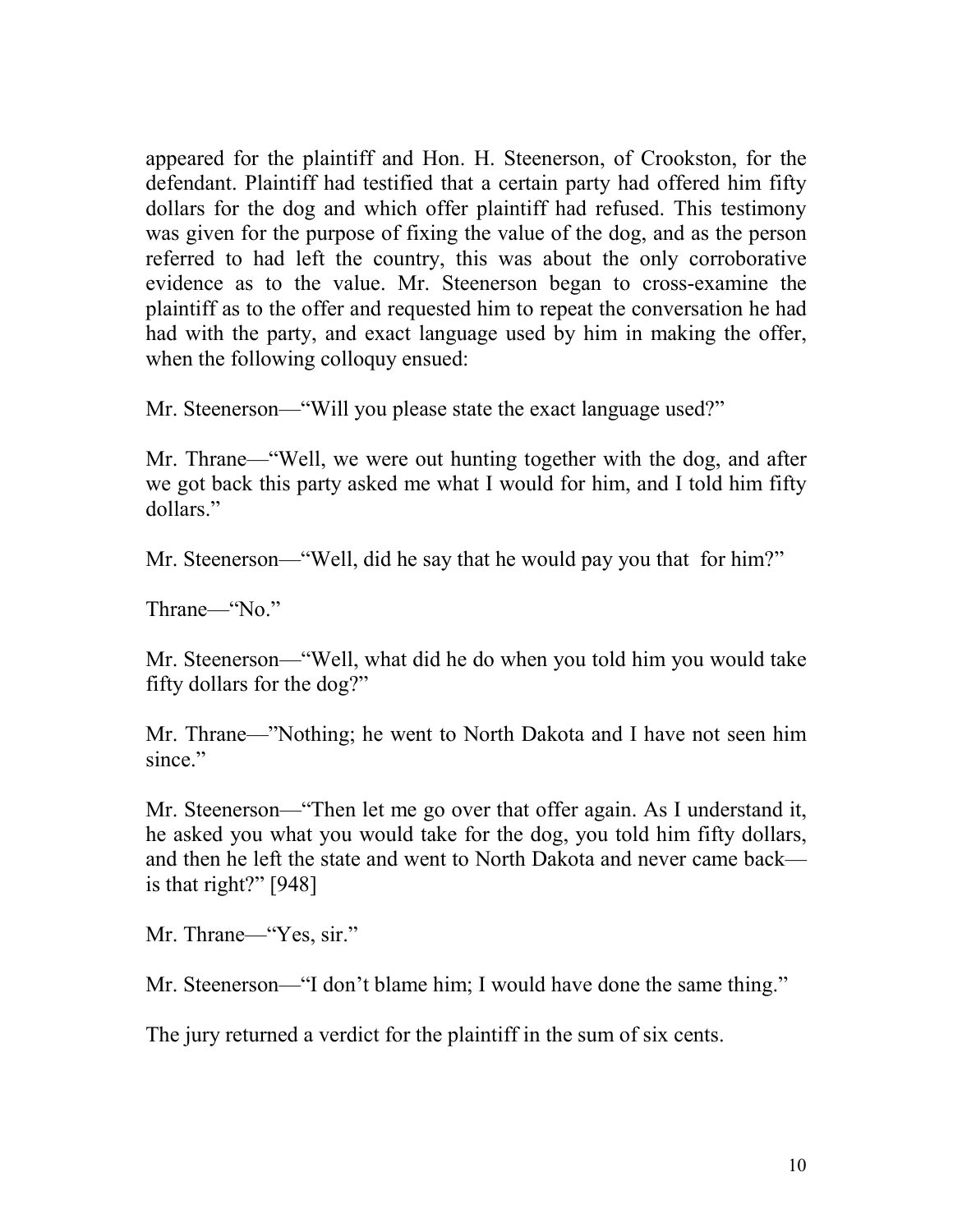appeared for the plaintiff and Hon. H. Steenerson, of Crookston, for the defendant. Plaintiff had testified that a certain party had offered him fifty dollars for the dog and which offer plaintiff had refused. This testimony was given for the purpose of fixing the value of the dog, and as the person referred to had left the country, this was about the only corroborative evidence as to the value. Mr. Steenerson began to cross-examine the plaintiff as to the offer and requested him to repeat the conversation he had had with the party, and exact language used by him in making the offer, when the following colloquy ensued:

Mr. Steenerson—"Will you please state the exact language used?"

Mr. Thrane—"Well, we were out hunting together with the dog, and after we got back this party asked me what I would for him, and I told him fifty dollars."

Mr. Steenerson—"Well, did he say that he would pay you that for him?"

Thrane—"No."

Mr. Steenerson—"Well, what did he do when you told him you would take fifty dollars for the dog?"

Mr. Thrane—"Nothing; he went to North Dakota and I have not seen him since."

Mr. Steenerson—"Then let me go over that offer again. As I understand it, he asked you what you would take for the dog, you told him fifty dollars, and then he left the state and went to North Dakota and never came back—is that right?" [948]

Mr. Thrane—"Yes, sir."

Mr. Steenerson—"I don't blame him; I would have done the same thing."

The jury returned a verdict for the plaintiff in the sum of six cents.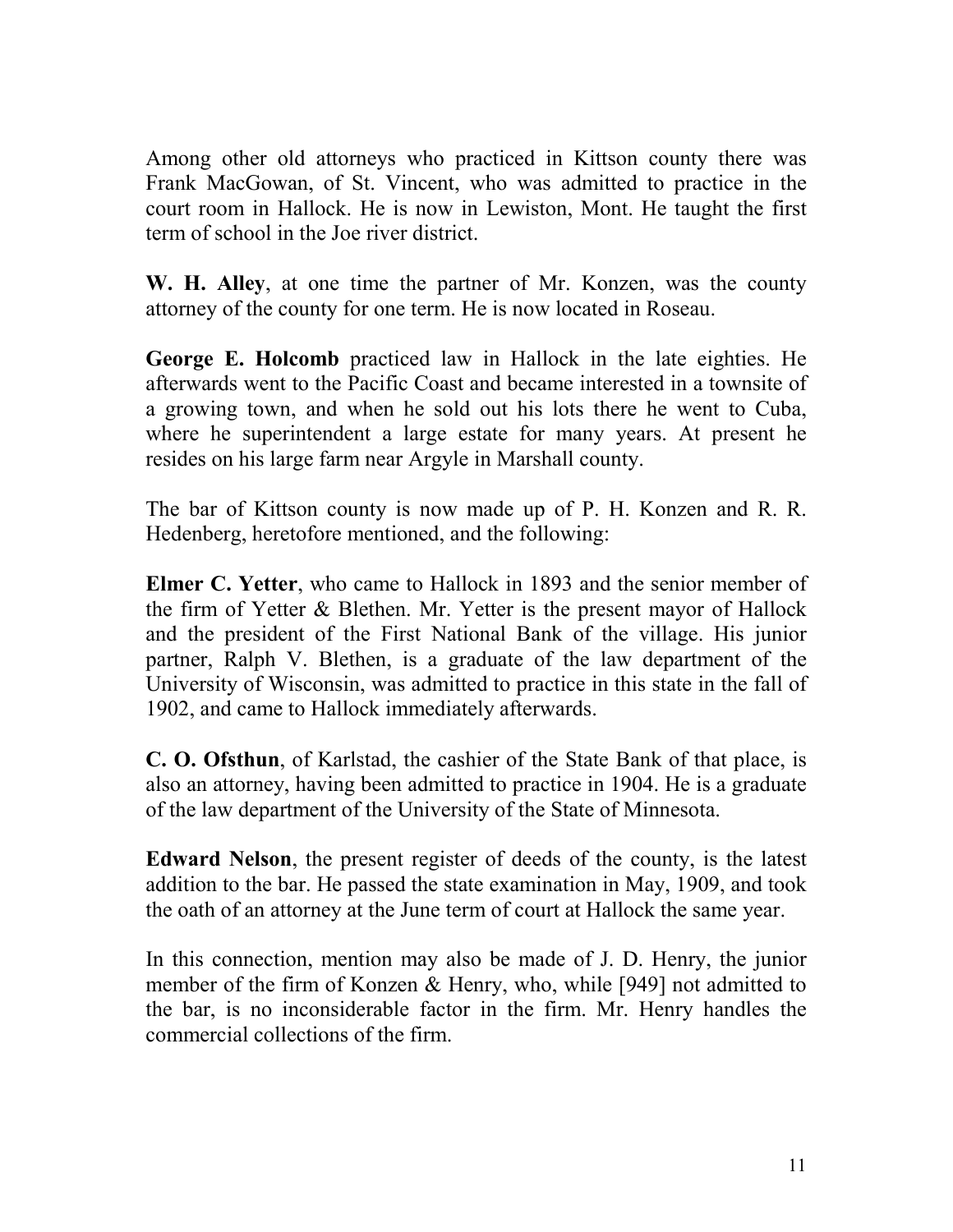Among other old attorneys who practiced in Kittson county there was Frank MacGowan, of St. Vincent, who was admitted to practice in the court room in Hallock. He is now in Lewiston, Mont. He taught the first term of school in the Joe river district.

**W. H. Alley**, at one time the partner of Mr. Konzen, was the county attorney of the county for one term. He is now located in Roseau.

**George E. Holcomb** practiced law in Hallock in the late eighties. He afterwards went to the Pacific Coast and became interested in a townsite of a growing town, and when he sold out his lots there he went to Cuba, where he superintendent a large estate for many years. At present he resides on his large farm near Argyle in Marshall county.

The bar of Kittson county is now made up of P. H. Konzen and R. R. Hedenberg, heretofore mentioned, and the following:

**Elmer C. Yetter**, who came to Hallock in 1893 and the senior member of the firm of Yetter & Blethen. Mr. Yetter is the present mayor of Hallock and the president of the First National Bank of the village. His junior partner, Ralph V. Blethen, is a graduate of the law department of the University of Wisconsin, was admitted to practice in this state in the fall of 1902, and came to Hallock immediately afterwards.

**C. O. Ofsthun**, of Karlstad, the cashier of the State Bank of that place, is also an attorney, having been admitted to practice in 1904. He is a graduate of the law department of the University of the State of Minnesota.

**Edward Nelson**, the present register of deeds of the county, is the latest addition to the bar. He passed the state examination in May, 1909, and took the oath of an attorney at the June term of court at Hallock the same year.

In this connection, mention may also be made of J. D. Henry, the junior member of the firm of Konzen & Henry, who, while [949] not admitted to the bar, is no inconsiderable factor in the firm. Mr. Henry handles the commercial collections of the firm.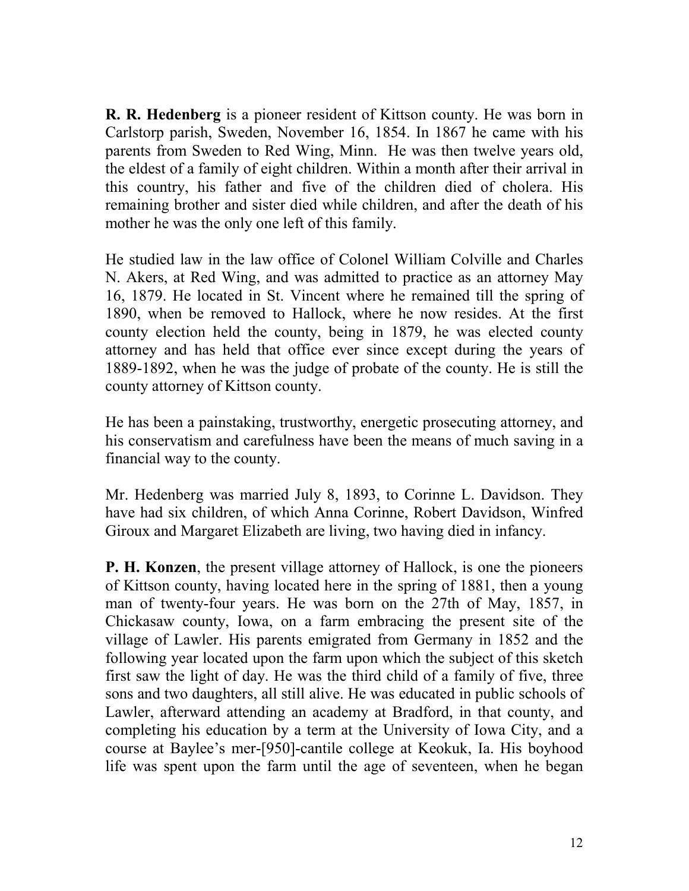**R. R. Hedenberg** is a pioneer resident of Kittson county. He was born in Carlstorp parish, Sweden, November 16, 1854. In 1867 he came with his parents from Sweden to Red Wing, Minn. He was then twelve years old, the eldest of a family of eight children. Within a month after their arrival in this country, his father and five of the children died of cholera. His remaining brother and sister died while children, and after the death of his mother he was the only one left of this family.

He studied law in the law office of Colonel William Colville and Charles N. Akers, at Red Wing, and was admitted to practice as an attorney May 16, 1879. He located in St. Vincent where he remained till the spring of 1890, when be removed to Hallock, where he now resides. At the first county election held the county, being in 1879, he was elected county attorney and has held that office ever since except during the years of 1889-1892, when he was the judge of probate of the county. He is still the county attorney of Kittson county.

He has been a painstaking, trustworthy, energetic prosecuting attorney, and his conservatism and carefulness have been the means of much saving in a financial way to the county.

Mr. Hedenberg was married July 8, 1893, to Corinne L. Davidson. They have had six children, of which Anna Corinne, Robert Davidson, Winfred Giroux and Margaret Elizabeth are living, two having died in infancy.

**P. H. Konzen**, the present village attorney of Hallock, is one the pioneers of Kittson county, having located here in the spring of 1881, then a young man of twenty-four years. He was born on the 27th of May, 1857, in Chickasaw county, Iowa, on a farm embracing the present site of the village of Lawler. His parents emigrated from Germany in 1852 and the following year located upon the farm upon which the subject of this sketch first saw the light of day. He was the third child of a family of five, three sons and two daughters, all still alive. He was educated in public schools of Lawler, afterward attending an academy at Bradford, in that county, and completing his education by a term at the University of Iowa City, and a course at Baylee's mer-[950]-cantile college at Keokuk, Ia. His boyhood life was spent upon the farm until the age of seventeen, when he began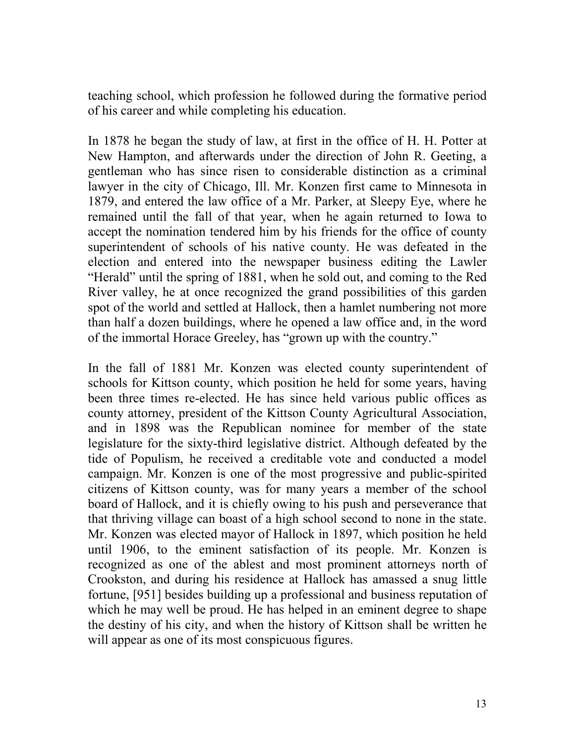teaching school, which profession he followed during the formative period of his career and while completing his education.

In 1878 he began the study of law, at first in the office of H. H. Potter at New Hampton, and afterwards under the direction of John R. Geeting, a gentleman who has since risen to considerable distinction as a criminal lawyer in the city of Chicago, Ill. Mr. Konzen first came to Minnesota in 1879, and entered the law office of a Mr. Parker, at Sleepy Eye, where he remained until the fall of that year, when he again returned to Iowa to accept the nomination tendered him by his friends for the office of county superintendent of schools of his native county. He was defeated in the election and entered into the newspaper business editing the Lawler "Herald" until the spring of 1881, when he sold out, and coming to the Red River valley, he at once recognized the grand possibilities of this garden spot of the world and settled at Hallock, then a hamlet numbering not more than half a dozen buildings, where he opened a law office and, in the word of the immortal Horace Greeley, has "grown up with the country."

In the fall of 1881 Mr. Konzen was elected county superintendent of schools for Kittson county, which position he held for some years, having been three times re-elected. He has since held various public offices as county attorney, president of the Kittson County Agricultural Association, and in 1898 was the Republican nominee for member of the state legislature for the sixty-third legislative district. Although defeated by the tide of Populism, he received a creditable vote and conducted a model campaign. Mr. Konzen is one of the most progressive and public-spirited citizens of Kittson county, was for many years a member of the school board of Hallock, and it is chiefly owing to his push and perseverance that that thriving village can boast of a high school second to none in the state. Mr. Konzen was elected mayor of Hallock in 1897, which position he held until 1906, to the eminent satisfaction of its people. Mr. Konzen is recognized as one of the ablest and most prominent attorneys north of Crookston, and during his residence at Hallock has amassed a snug little fortune, [951] besides building up a professional and business reputation of which he may well be proud. He has helped in an eminent degree to shape the destiny of his city, and when the history of Kittson shall be written he will appear as one of its most conspicuous figures.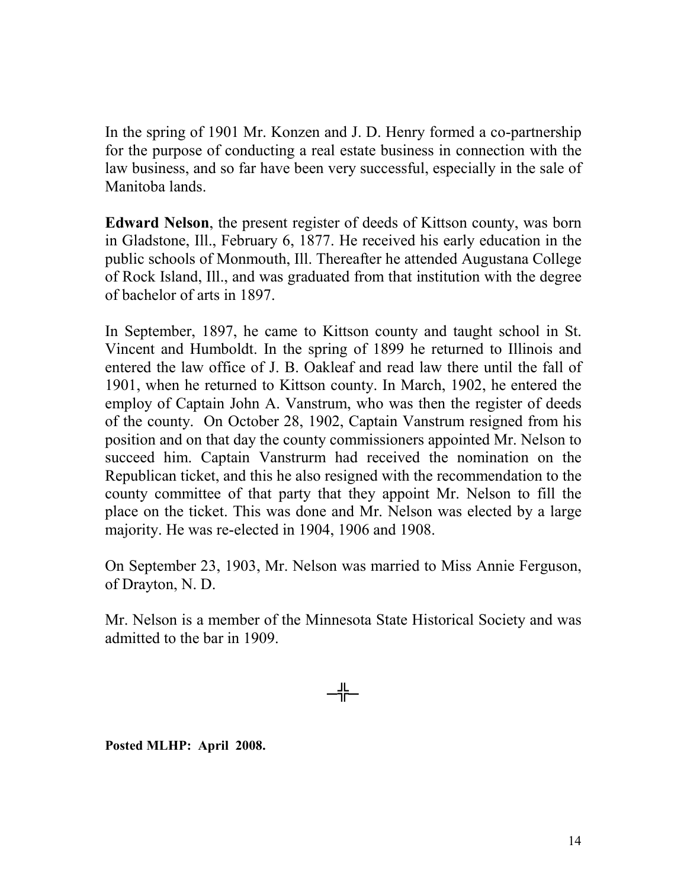In the spring of 1901 Mr. Konzen and J. D. Henry formed a co-partnership for the purpose of conducting a real estate business in connection with the law business, and so far have been very successful, especially in the sale of Manitoba lands.

**Edward Nelson**, the present register of deeds of Kittson county, was born in Gladstone, Ill., February 6, 1877. He received his early education in the public schools of Monmouth, Ill. Thereafter he attended Augustana College of Rock Island, Ill., and was graduated from that institution with the degree of bachelor of arts in 1897.

In September, 1897, he came to Kittson county and taught school in St. Vincent and Humboldt. In the spring of 1899 he returned to Illinois and entered the law office of J. B. Oakleaf and read law there until the fall of 1901, when he returned to Kittson county. In March, 1902, he entered the employ of Captain John A. Vanstrum, who was then the register of deeds of the county. On October 28, 1902, Captain Vanstrum resigned from his position and on that day the county commissioners appointed Mr. Nelson to succeed him. Captain Vanstrurm had received the nomination on the Republican ticket, and this he also resigned with the recommendation to the county committee of that party that they appoint Mr. Nelson to fill the place on the ticket. This was done and Mr. Nelson was elected by a large majority. He was re-elected in 1904, 1906 and 1908.

On September 23, 1903, Mr. Nelson was married to Miss Annie Ferguson, of Drayton, N. D.

Mr. Nelson is a member of the Minnesota State Historical Society and was admitted to the bar in 1909.

╬

**Posted MLHP: April 2008.**